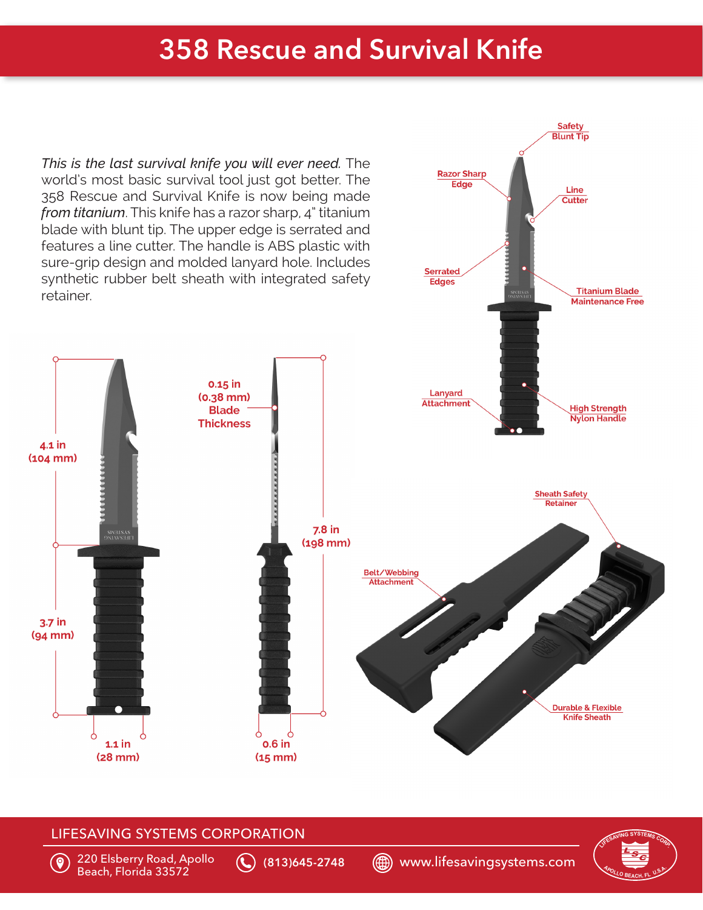# 358 Rescue and Survival Knife

*This is the last survival knife you will ever need.* The world's most basic survival tool just got better. The 358 Rescue and Survival Knife is now being made *from titanium*. This knife has a razor sharp, 4" titanium blade with blunt tip. The upper edge is serrated and features a line cutter. The handle is ABS plastic with sure-grip design and molded lanyard hole. Includes synthetic rubber belt sheath with integrated safety retainer.

Safety Blunt Tip

Razor Sharp Edge

Line Cutter

Serrated Edges

Titanium Blade Maintenance Free

Lanyard Attachment

High Strength Nylon Handle

4.1 in (104 mm)

3.7 in (94 mm)

1.1 in (28 mm)

0.15 in (0.38 mm) Blade Thickness

7.8 in (198 mm)

0.6 in (15 mm)

Sheath Safety Retainer

Belt/Webbing Attachment

Durable & Flexible Knife Sheath

LIFESAVING SYSTEMS CORPORATION

220 Elsberry Road, Apollo Beach, Florida 33572

(813)645-2748

www.lifesavingsystems.com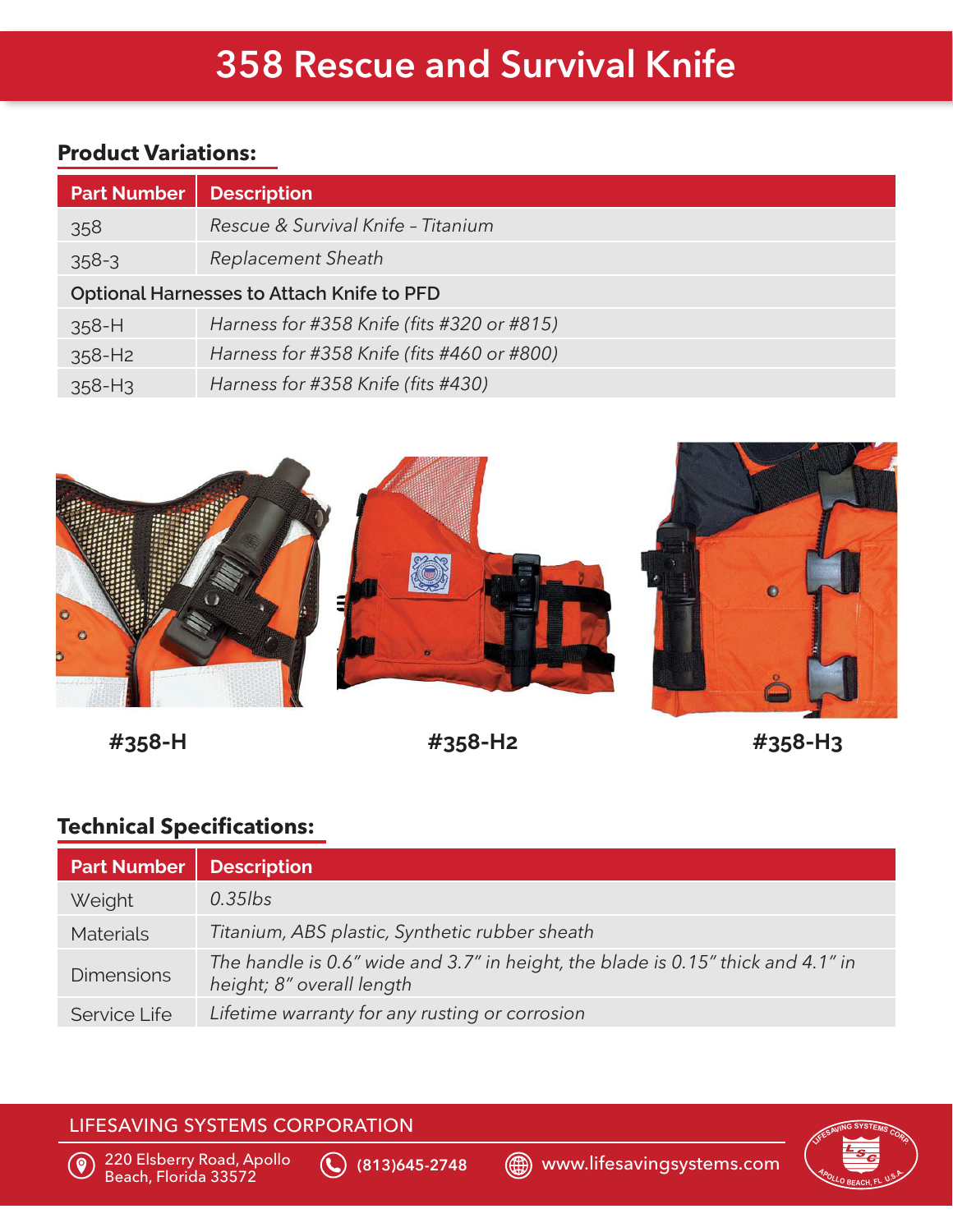# 358 Rescue and Survival Knife

## Product Variations:

| Part Number | Description |
|---|---|
| 358 | *Rescue & Survival Knife - Titanium* |
| 358-3 | *Replacement Sheath* |
| Optional Harnesses to Attach Knife to PFD | |
| 358-H | *Harness for #358 Knife (fits #320 or #815)* |
| 358-H2 | *Harness for #358 Knife (fits #460 or #800)* |
| 358-H3 | *Harness for #358 Knife (fits #430)* |

**#358-H**

**#358-H2**

**#358-H3**

## Technical Specifications:

| Part Number | Description |
|---|---|
| Weight | *0.35lbs* |
| Materials | *Titanium, ABS plastic, Synthetic rubber sheath* |
| Dimensions | *The handle is 0.6" wide and 3.7" in height, the blade is 0.15" thick and 4.1" in height; 8" overall length* |
| Service Life | *Lifetime warranty for any rusting or corrosion* |

LIFESAVING SYSTEMS CORPORATION

220 Elsberry Road, Apollo Beach, Florida 33572

(813)645-2748

www.lifesavingsystems.com